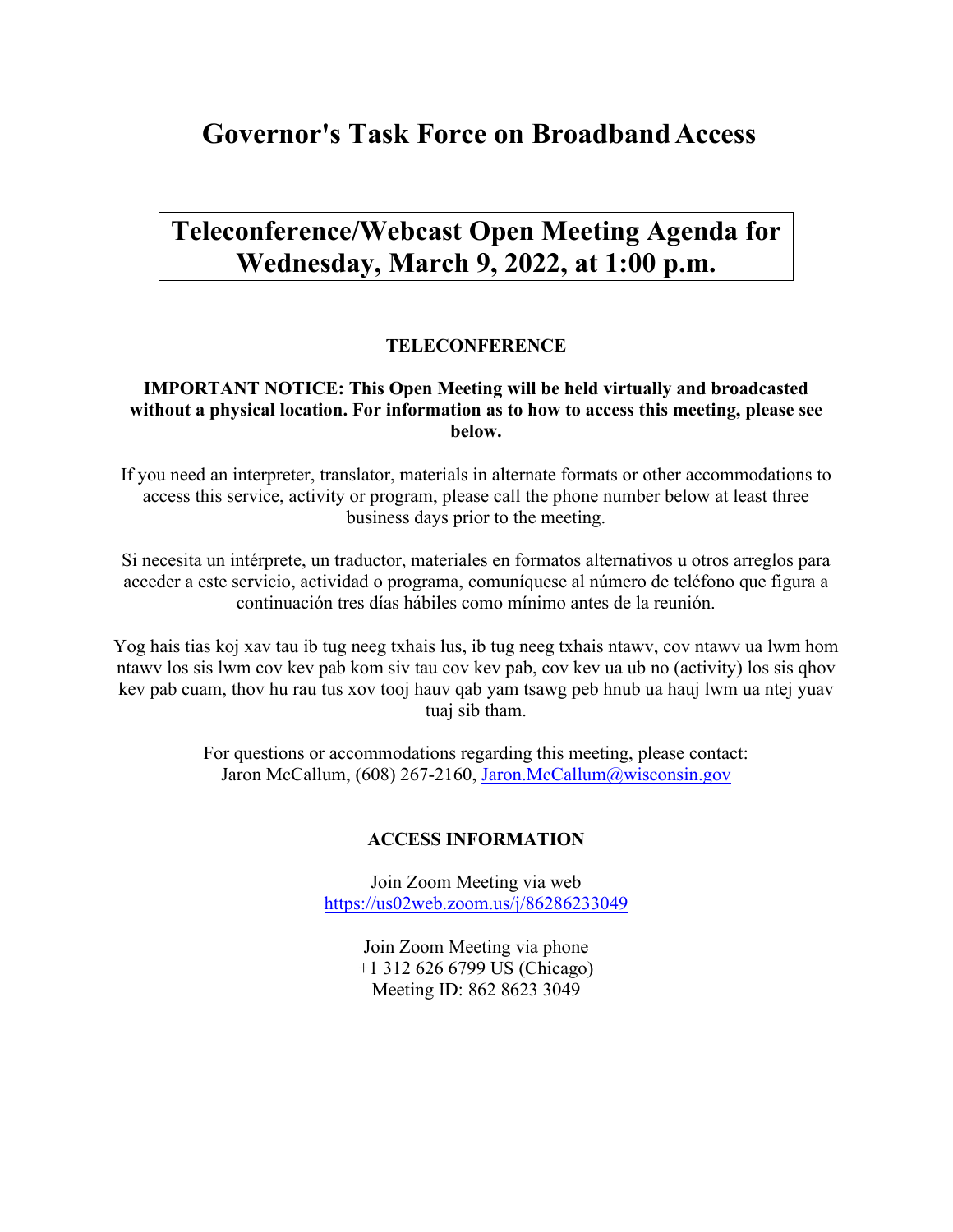# Governor's Task Force on Broadband Access

## Teleconference/Webcast Open Meeting Agenda for Wednesday, March 9, 2022, at 1:00 p.m.

**TELECONFERENCE**

**IMPORTANT NOTICE: This Open Meeting will be held virtually and broadcasted without a physical location. For information as to how to access this meeting, please see below.**

If you need an interpreter, translator, materials in alternate formats or other accommodations to access this service, activity or program, please call the phone number below at least three business days prior to the meeting.

Si necesita un intérprete, un traductor, materiales en formatos alternativos u otros arreglos para acceder a este servicio, actividad o programa, comuníquese al número de teléfono que figura a continuación tres días hábiles como mínimo antes de la reunión.

Yog hais tias koj xav tau ib tug neeg txhais lus, ib tug neeg txhais ntawv, cov ntawv ua lwm hom ntawv los sis lwm cov kev pab kom siv tau cov kev pab, cov kev ua ub no (activity) los sis qhov kev pab cuam, thov hu rau tus xov tooj hauv qab yam tsawg peb hnub ua hauj lwm ua ntej yuav tuaj sib tham.

For questions or accommodations regarding this meeting, please contact:
Jaron McCallum, (608) 267-2160, Jaron.McCallum@wisconsin.gov

**ACCESS INFORMATION**

Join Zoom Meeting via web
https://us02web.zoom.us/j/86286233049

Join Zoom Meeting via phone
+1 312 626 6799 US (Chicago)
Meeting ID: 862 8623 3049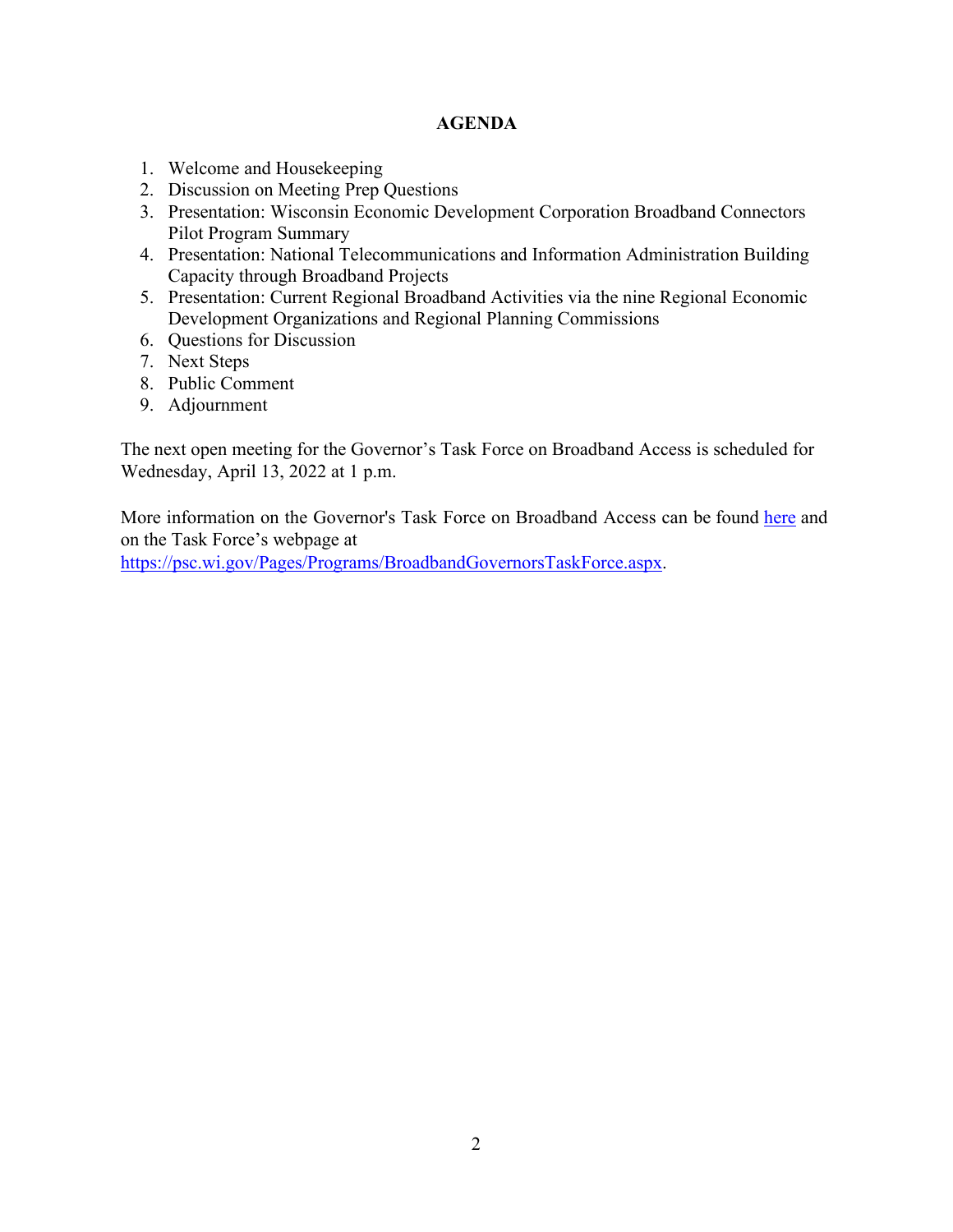**AGENDA**

1. Welcome and Housekeeping
2. Discussion on Meeting Prep Questions
3. Presentation: Wisconsin Economic Development Corporation Broadband Connectors Pilot Program Summary
4. Presentation: National Telecommunications and Information Administration Building Capacity through Broadband Projects
5. Presentation: Current Regional Broadband Activities via the nine Regional Economic Development Organizations and Regional Planning Commissions
6. Questions for Discussion
7. Next Steps
8. Public Comment
9. Adjournment

The next open meeting for the Governor's Task Force on Broadband Access is scheduled for Wednesday, April 13, 2022 at 1 p.m.

More information on the Governor's Task Force on Broadband Access can be found here and on the Task Force's webpage at https://psc.wi.gov/Pages/Programs/BroadbandGovernorsTaskForce.aspx.